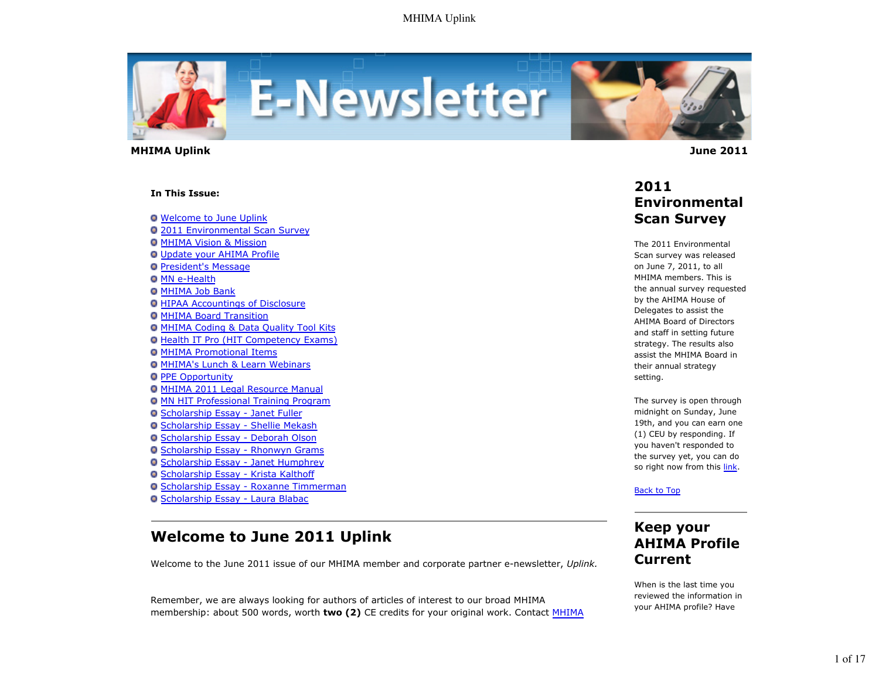**MHIMA Uplink** **June 2011**

**In This Issue:**

- Welcome to June Uplink
- 2011 Environmental Scan Survey
- MHIMA Vision & Mission
- Update your AHIMA Profile
- President's Message
- MN e-Health
- MHIMA Job Bank
- HIPAA Accountings of Disclosure
- MHIMA Board Transition
- MHIMA Coding & Data Quality Tool Kits
- Health IT Pro (HIT Competency Exams)
- MHIMA Promotional Items
- MHIMA's Lunch & Learn Webinars
- PPE Opportunity
- MHIMA 2011 Legal Resource Manual
- MN HIT Professional Training Program
- Scholarship Essay - Janet Fuller
- Scholarship Essay - Shellie Mekash
- Scholarship Essay - Deborah Olson
- Scholarship Essay - Rhonwyn Grams
- Scholarship Essay - Janet Humphrey
- Scholarship Essay - Krista Kalthoff
- Scholarship Essay - Roxanne Timmerman
- Scholarship Essay - Laura Blabac

## Welcome to June 2011 Uplink

Welcome to the June 2011 issue of our MHIMA member and corporate partner e-newsletter, *Uplink.*

Remember, we are always looking for authors of articles of interest to our broad MHIMA membership: about 500 words, worth **two (2)** CE credits for your original work. Contact MHIMA

## 2011 Environmental Scan Survey

The 2011 Environmental Scan survey was released on June 7, 2011, to all MHIMA members. This is the annual survey requested by the AHIMA House of Delegates to assist the AHIMA Board of Directors and staff in setting future strategy. The results also assist the MHIMA Board in their annual strategy setting.

The survey is open through midnight on Sunday, June 19th, and you can earn one (1) CEU by responding. If you haven't responded to the survey yet, you can do so right now from this link.

Back to Top

## Keep your AHIMA Profile Current

When is the last time you reviewed the information in your AHIMA profile? Have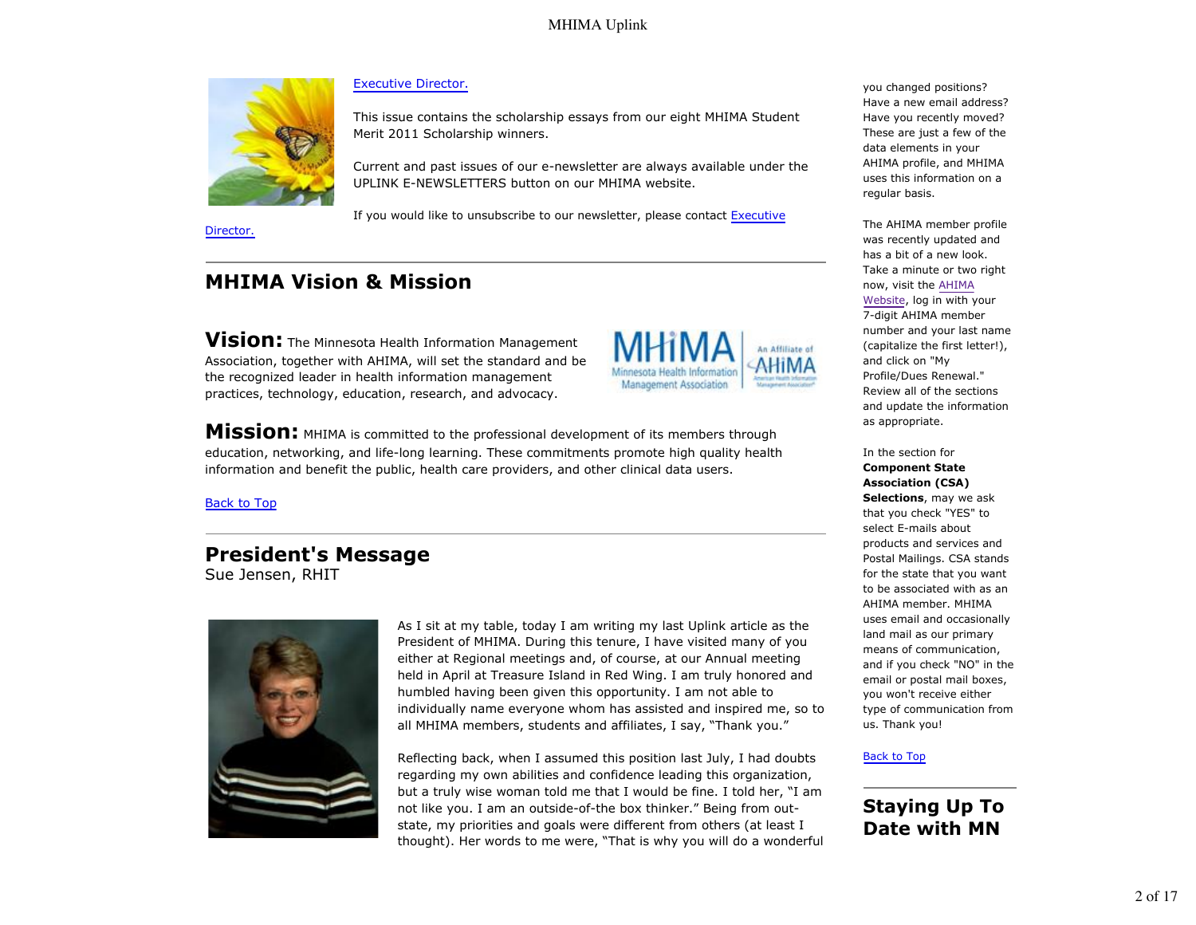Executive Director.

This issue contains the scholarship essays from our eight MHIMA Student Merit 2011 Scholarship winners.

Current and past issues of our e-newsletter are always available under the UPLINK E-NEWSLETTERS button on our MHIMA website.

If you would like to unsubscribe to our newsletter, please contact Executive Director.

## MHIMA Vision & Mission

**Vision:** The Minnesota Health Information Management Association, together with AHIMA, will set the standard and be the recognized leader in health information management practices, technology, education, research, and advocacy.

**Mission:** MHIMA is committed to the professional development of its members through education, networking, and life-long learning. These commitments promote high quality health information and benefit the public, health care providers, and other clinical data users.

Back to Top

## President's Message

Sue Jensen, RHIT

As I sit at my table, today I am writing my last Uplink article as the President of MHIMA. During this tenure, I have visited many of you either at Regional meetings and, of course, at our Annual meeting held in April at Treasure Island in Red Wing. I am truly honored and humbled having been given this opportunity. I am not able to individually name everyone whom has assisted and inspired me, so to all MHIMA members, students and affiliates, I say, "Thank you."

Reflecting back, when I assumed this position last July, I had doubts regarding my own abilities and confidence leading this organization, but a truly wise woman told me that I would be fine. I told her, "I am not like you. I am an outside-of-the box thinker." Being from out-state, my priorities and goals were different from others (at least I thought). Her words to me were, "That is why you will do a wonderful

you changed positions? Have a new email address? Have you recently moved? These are just a few of the data elements in your AHIMA profile, and MHIMA uses this information on a regular basis.

The AHIMA member profile was recently updated and has a bit of a new look. Take a minute or two right now, visit the AHIMA Website, log in with your 7-digit AHIMA member number and your last name (capitalize the first letter!), and click on "My Profile/Dues Renewal." Review all of the sections and update the information as appropriate.

In the section for **Component State Association (CSA) Selections**, may we ask that you check "YES" to select E-mails about products and services and Postal Mailings. CSA stands for the state that you want to be associated with as an AHIMA member. MHIMA uses email and occasionally land mail as our primary means of communication, and if you check "NO" in the email or postal mail boxes, you won't receive either type of communication from us. Thank you!

Back to Top

## Staying Up To Date with MN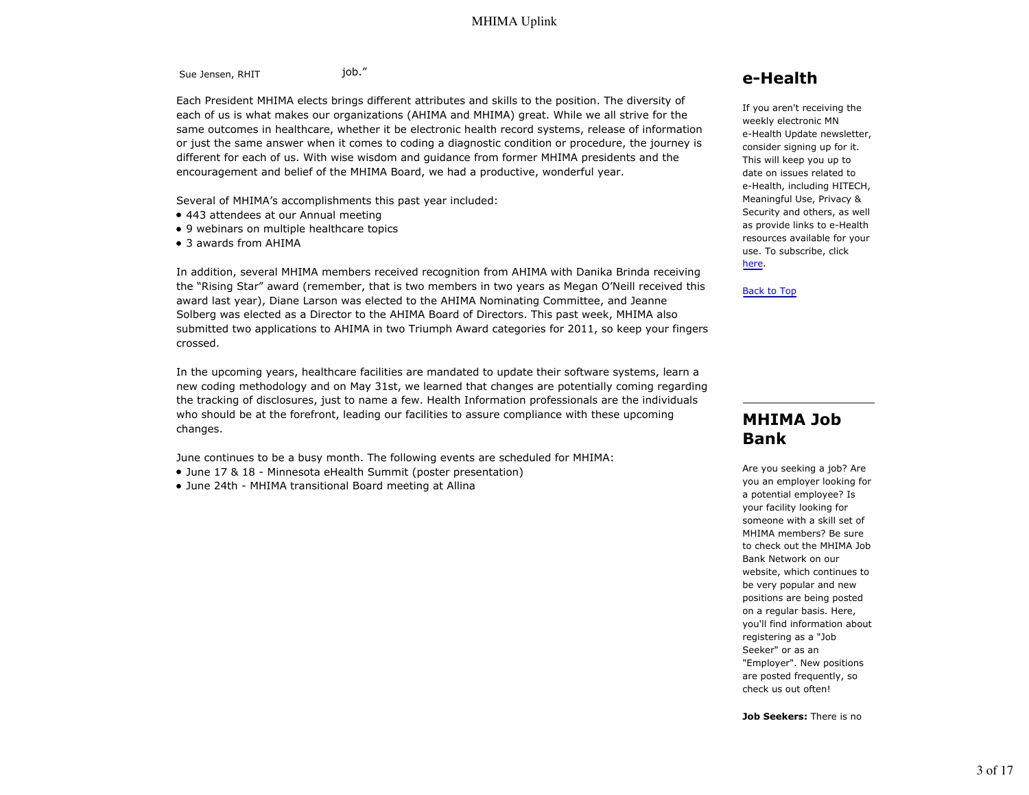Sue Jensen, RHIT

job."

Each President MHIMA elects brings different attributes and skills to the position. The diversity of each of us is what makes our organizations (AHIMA and MHIMA) great. While we all strive for the same outcomes in healthcare, whether it be electronic health record systems, release of information or just the same answer when it comes to coding a diagnostic condition or procedure, the journey is different for each of us. With wise wisdom and guidance from former MHIMA presidents and the encouragement and belief of the MHIMA Board, we had a productive, wonderful year.

Several of MHIMA's accomplishments this past year included:

- 443 attendees at our Annual meeting
- 9 webinars on multiple healthcare topics
- 3 awards from AHIMA

In addition, several MHIMA members received recognition from AHIMA with Danika Brinda receiving the "Rising Star" award (remember, that is two members in two years as Megan O'Neill received this award last year), Diane Larson was elected to the AHIMA Nominating Committee, and Jeanne Solberg was elected as a Director to the AHIMA Board of Directors. This past week, MHIMA also submitted two applications to AHIMA in two Triumph Award categories for 2011, so keep your fingers crossed.

In the upcoming years, healthcare facilities are mandated to update their software systems, learn a new coding methodology and on May 31st, we learned that changes are potentially coming regarding the tracking of disclosures, just to name a few. Health Information professionals are the individuals who should be at the forefront, leading our facilities to assure compliance with these upcoming changes.

June continues to be a busy month. The following events are scheduled for MHIMA:

- June 17 & 18 - Minnesota eHealth Summit (poster presentation)
- June 24th - MHIMA transitional Board meeting at Allina

## e-Health

If you aren't receiving the weekly electronic MN e-Health Update newsletter, consider signing up for it. This will keep you up to date on issues related to e-Health, including HITECH, Meaningful Use, Privacy & Security and others, as well as provide links to e-Health resources available for your use. To subscribe, click here.

Back to Top

## MHIMA Job Bank

Are you seeking a job? Are you an employer looking for a potential employee? Is your facility looking for someone with a skill set of MHIMA members? Be sure to check out the MHIMA Job Bank Network on our website, which continues to be very popular and new positions are being posted on a regular basis. Here, you'll find information about registering as a "Job Seeker" or as an "Employer". New positions are posted frequently, so check us out often!

**Job Seekers:** There is no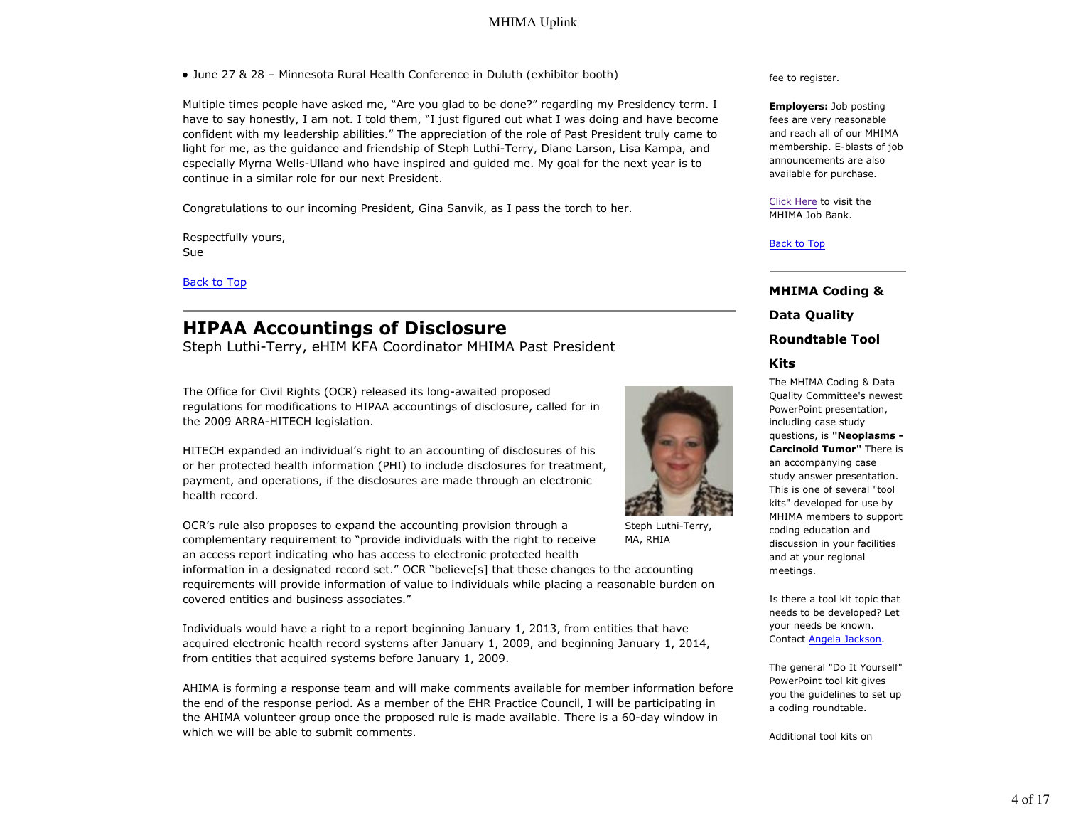- June 27 & 28 – Minnesota Rural Health Conference in Duluth (exhibitor booth)

Multiple times people have asked me, "Are you glad to be done?" regarding my Presidency term. I have to say honestly, I am not. I told them, "I just figured out what I was doing and have become confident with my leadership abilities." The appreciation of the role of Past President truly came to light for me, as the guidance and friendship of Steph Luthi-Terry, Diane Larson, Lisa Kampa, and especially Myrna Wells-Ulland who have inspired and guided me. My goal for the next year is to continue in a similar role for our next President.

Congratulations to our incoming President, Gina Sanvik, as I pass the torch to her.

Respectfully yours,
Sue

Back to Top

## HIPAA Accountings of Disclosure

Steph Luthi-Terry, eHIM KFA Coordinator MHIMA Past President

The Office for Civil Rights (OCR) released its long-awaited proposed regulations for modifications to HIPAA accountings of disclosure, called for in the 2009 ARRA-HITECH legislation.

HITECH expanded an individual's right to an accounting of disclosures of his or her protected health information (PHI) to include disclosures for treatment, payment, and operations, if the disclosures are made through an electronic health record.

Steph Luthi-Terry, MA, RHIA

OCR's rule also proposes to expand the accounting provision through a complementary requirement to "provide individuals with the right to receive an access report indicating who has access to electronic protected health information in a designated record set." OCR "believe[s] that these changes to the accounting requirements will provide information of value to individuals while placing a reasonable burden on covered entities and business associates."

Individuals would have a right to a report beginning January 1, 2013, from entities that have acquired electronic health record systems after January 1, 2009, and beginning January 1, 2014, from entities that acquired systems before January 1, 2009.

AHIMA is forming a response team and will make comments available for member information before the end of the response period. As a member of the EHR Practice Council, I will be participating in the AHIMA volunteer group once the proposed rule is made available. There is a 60-day window in which we will be able to submit comments.

fee to register.

**Employers:** Job posting fees are very reasonable and reach all of our MHIMA membership. E-blasts of job announcements are also available for purchase.

Click Here to visit the MHIMA Job Bank.

Back to Top

### MHIMA Coding & Data Quality Roundtable Tool Kits

The MHIMA Coding & Data Quality Committee's newest PowerPoint presentation, including case study questions, is **"Neoplasms - Carcinoid Tumor"** There is an accompanying case study answer presentation. This is one of several "tool kits" developed for use by MHIMA members to support coding education and discussion in your facilities and at your regional meetings.

Is there a tool kit topic that needs to be developed? Let your needs be known. Contact Angela Jackson.

The general "Do It Yourself" PowerPoint tool kit gives you the guidelines to set up a coding roundtable.

Additional tool kits on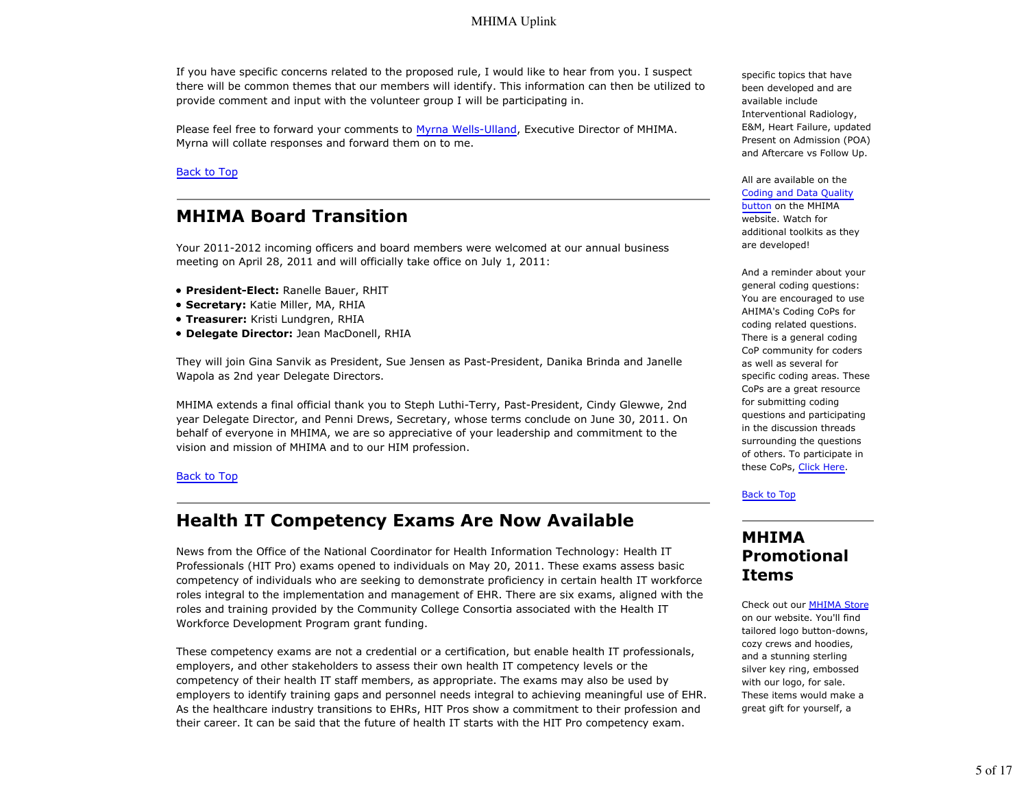If you have specific concerns related to the proposed rule, I would like to hear from you. I suspect there will be common themes that our members will identify. This information can then be utilized to provide comment and input with the volunteer group I will be participating in.

Please feel free to forward your comments to Myrna Wells-Ulland, Executive Director of MHIMA. Myrna will collate responses and forward them on to me.

Back to Top

## MHIMA Board Transition

Your 2011-2012 incoming officers and board members were welcomed at our annual business meeting on April 28, 2011 and will officially take office on July 1, 2011:

- **President-Elect:** Ranelle Bauer, RHIT
- **Secretary:** Katie Miller, MA, RHIA
- **Treasurer:** Kristi Lundgren, RHIA
- **Delegate Director:** Jean MacDonell, RHIA

They will join Gina Sanvik as President, Sue Jensen as Past-President, Danika Brinda and Janelle Wapola as 2nd year Delegate Directors.

MHIMA extends a final official thank you to Steph Luthi-Terry, Past-President, Cindy Glewwe, 2nd year Delegate Director, and Penni Drews, Secretary, whose terms conclude on June 30, 2011. On behalf of everyone in MHIMA, we are so appreciative of your leadership and commitment to the vision and mission of MHIMA and to our HIM profession.

Back to Top

## Health IT Competency Exams Are Now Available

News from the Office of the National Coordinator for Health Information Technology: Health IT Professionals (HIT Pro) exams opened to individuals on May 20, 2011. These exams assess basic competency of individuals who are seeking to demonstrate proficiency in certain health IT workforce roles integral to the implementation and management of EHR. There are six exams, aligned with the roles and training provided by the Community College Consortia associated with the Health IT Workforce Development Program grant funding.

These competency exams are not a credential or a certification, but enable health IT professionals, employers, and other stakeholders to assess their own health IT competency levels or the competency of their health IT staff members, as appropriate. The exams may also be used by employers to identify training gaps and personnel needs integral to achieving meaningful use of EHR. As the healthcare industry transitions to EHRs, HIT Pros show a commitment to their profession and their career. It can be said that the future of health IT starts with the HIT Pro competency exam.

specific topics that have been developed and are available include Interventional Radiology, E&M, Heart Failure, updated Present on Admission (POA) and Aftercare vs Follow Up.

All are available on the Coding and Data Quality button on the MHIMA website. Watch for additional toolkits as they are developed!

And a reminder about your general coding questions: You are encouraged to use AHIMA's Coding CoPs for coding related questions. There is a general coding CoP community for coders as well as several for specific coding areas. These CoPs are a great resource for submitting coding questions and participating in the discussion threads surrounding the questions of others. To participate in these CoPs, Click Here.

Back to Top

## MHIMA Promotional Items

Check out our MHIMA Store on our website. You'll find tailored logo button-downs, cozy crews and hoodies, and a stunning sterling silver key ring, embossed with our logo, for sale. These items would make a great gift for yourself, a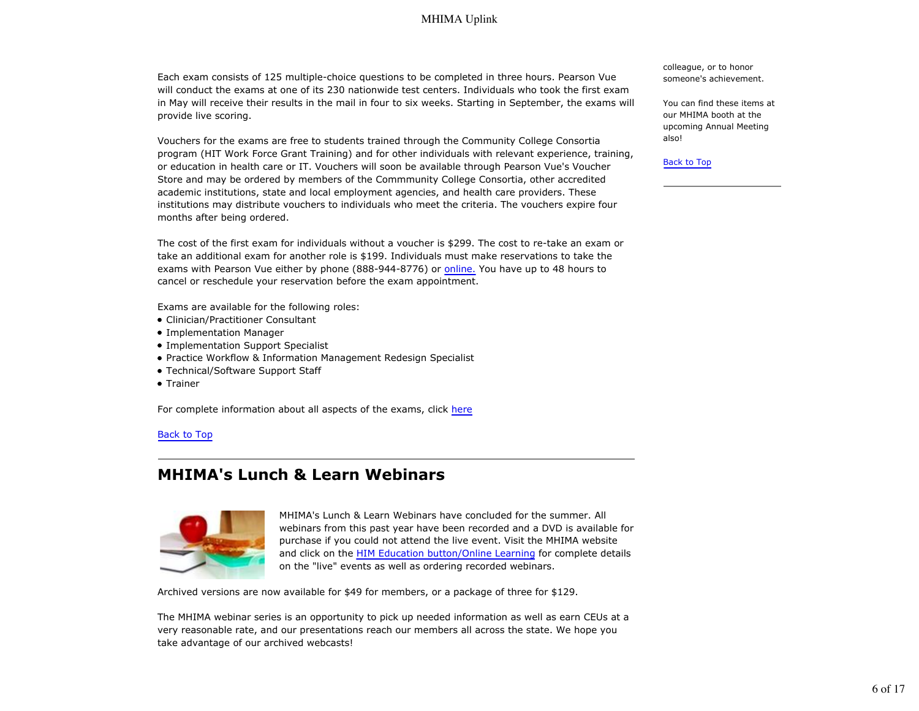Each exam consists of 125 multiple-choice questions to be completed in three hours. Pearson Vue will conduct the exams at one of its 230 nationwide test centers. Individuals who took the first exam in May will receive their results in the mail in four to six weeks. Starting in September, the exams will provide live scoring.

Vouchers for the exams are free to students trained through the Community College Consortia program (HIT Work Force Grant Training) and for other individuals with relevant experience, training, or education in health care or IT. Vouchers will soon be available through Pearson Vue's Voucher Store and may be ordered by members of the Commmunity College Consortia, other accredited academic institutions, state and local employment agencies, and health care providers. These institutions may distribute vouchers to individuals who meet the criteria. The vouchers expire four months after being ordered.

The cost of the first exam for individuals without a voucher is $299. The cost to re-take an exam or take an additional exam for another role is $199. Individuals must make reservations to take the exams with Pearson Vue either by phone (888-944-8776) or online. You have up to 48 hours to cancel or reschedule your reservation before the exam appointment.

Exams are available for the following roles:

- Clinician/Practitioner Consultant
- Implementation Manager
- Implementation Support Specialist
- Practice Workflow & Information Management Redesign Specialist
- Technical/Software Support Staff
- Trainer

For complete information about all aspects of the exams, click here

Back to Top

colleague, or to honor someone's achievement.

You can find these items at our MHIMA booth at the upcoming Annual Meeting also!

Back to Top

## MHIMA's Lunch & Learn Webinars

MHIMA's Lunch & Learn Webinars have concluded for the summer. All webinars from this past year have been recorded and a DVD is available for purchase if you could not attend the live event. Visit the MHIMA website and click on the HIM Education button/Online Learning for complete details on the "live" events as well as ordering recorded webinars.

Archived versions are now available for $49 for members, or a package of three for $129.

The MHIMA webinar series is an opportunity to pick up needed information as well as earn CEUs at a very reasonable rate, and our presentations reach our members all across the state. We hope you take advantage of our archived webcasts!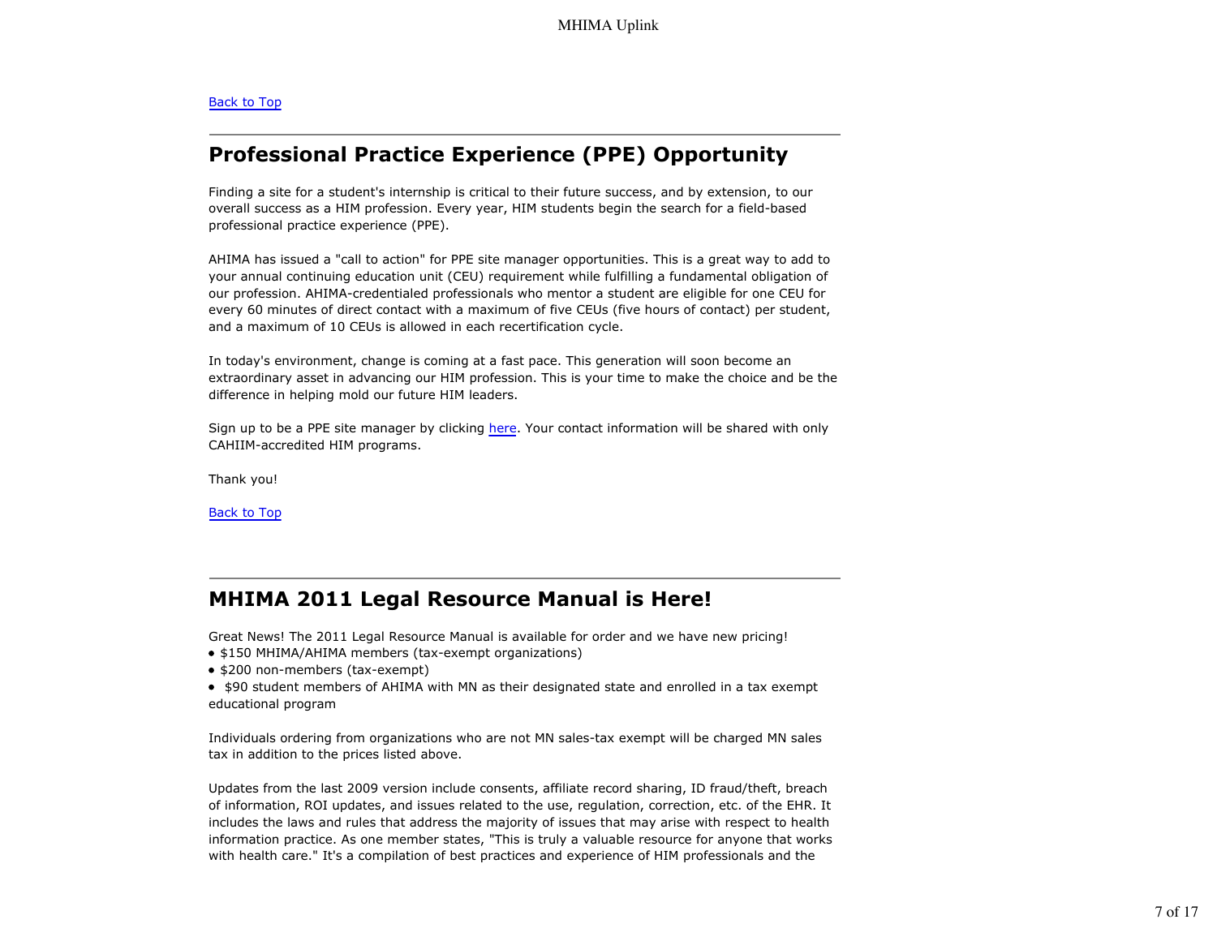Back to Top

## Professional Practice Experience (PPE) Opportunity

Finding a site for a student's internship is critical to their future success, and by extension, to our overall success as a HIM profession. Every year, HIM students begin the search for a field-based professional practice experience (PPE).

AHIMA has issued a "call to action" for PPE site manager opportunities. This is a great way to add to your annual continuing education unit (CEU) requirement while fulfilling a fundamental obligation of our profession. AHIMA-credentialed professionals who mentor a student are eligible for one CEU for every 60 minutes of direct contact with a maximum of five CEUs (five hours of contact) per student, and a maximum of 10 CEUs is allowed in each recertification cycle.

In today's environment, change is coming at a fast pace. This generation will soon become an extraordinary asset in advancing our HIM profession. This is your time to make the choice and be the difference in helping mold our future HIM leaders.

Sign up to be a PPE site manager by clicking here. Your contact information will be shared with only CAHIIM-accredited HIM programs.

Thank you!

Back to Top

## MHIMA 2011 Legal Resource Manual is Here!

Great News! The 2011 Legal Resource Manual is available for order and we have new pricing!

- $150 MHIMA/AHIMA members (tax-exempt organizations)
- $200 non-members (tax-exempt)
- $90 student members of AHIMA with MN as their designated state and enrolled in a tax exempt educational program

Individuals ordering from organizations who are not MN sales-tax exempt will be charged MN sales tax in addition to the prices listed above.

Updates from the last 2009 version include consents, affiliate record sharing, ID fraud/theft, breach of information, ROI updates, and issues related to the use, regulation, correction, etc. of the EHR. It includes the laws and rules that address the majority of issues that may arise with respect to health information practice. As one member states, "This is truly a valuable resource for anyone that works with health care." It's a compilation of best practices and experience of HIM professionals and the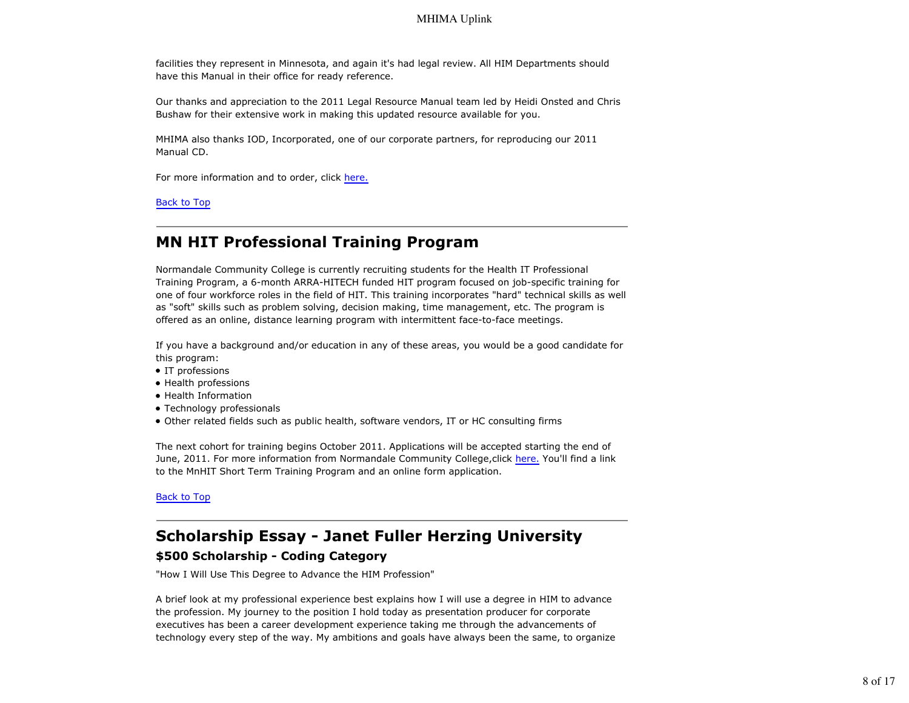facilities they represent in Minnesota, and again it's had legal review. All HIM Departments should have this Manual in their office for ready reference.

Our thanks and appreciation to the 2011 Legal Resource Manual team led by Heidi Onsted and Chris Bushaw for their extensive work in making this updated resource available for you.

MHIMA also thanks IOD, Incorporated, one of our corporate partners, for reproducing our 2011 Manual CD.

For more information and to order, click here.

Back to Top

## MN HIT Professional Training Program

Normandale Community College is currently recruiting students for the Health IT Professional Training Program, a 6-month ARRA-HITECH funded HIT program focused on job-specific training for one of four workforce roles in the field of HIT. This training incorporates "hard" technical skills as well as "soft" skills such as problem solving, decision making, time management, etc. The program is offered as an online, distance learning program with intermittent face-to-face meetings.

If you have a background and/or education in any of these areas, you would be a good candidate for this program:

- IT professions
- Health professions
- Health Information
- Technology professionals
- Other related fields such as public health, software vendors, IT or HC consulting firms

The next cohort for training begins October 2011. Applications will be accepted starting the end of June, 2011. For more information from Normandale Community College,click here. You'll find a link to the MnHIT Short Term Training Program and an online form application.

Back to Top

## Scholarship Essay - Janet Fuller Herzing University

### $500 Scholarship - Coding Category

"How I Will Use This Degree to Advance the HIM Profession"

A brief look at my professional experience best explains how I will use a degree in HIM to advance the profession. My journey to the position I hold today as presentation producer for corporate executives has been a career development experience taking me through the advancements of technology every step of the way. My ambitions and goals have always been the same, to organize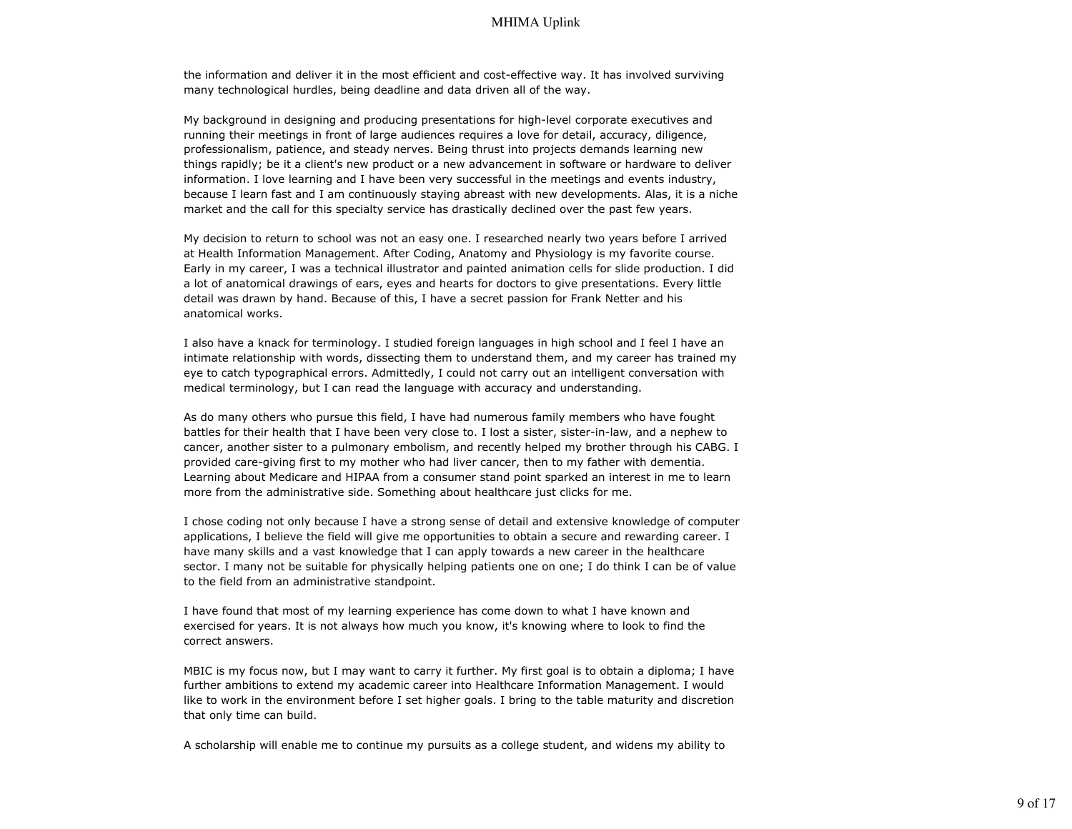the information and deliver it in the most efficient and cost-effective way. It has involved surviving many technological hurdles, being deadline and data driven all of the way.

My background in designing and producing presentations for high-level corporate executives and running their meetings in front of large audiences requires a love for detail, accuracy, diligence, professionalism, patience, and steady nerves. Being thrust into projects demands learning new things rapidly; be it a client's new product or a new advancement in software or hardware to deliver information. I love learning and I have been very successful in the meetings and events industry, because I learn fast and I am continuously staying abreast with new developments. Alas, it is a niche market and the call for this specialty service has drastically declined over the past few years.

My decision to return to school was not an easy one. I researched nearly two years before I arrived at Health Information Management. After Coding, Anatomy and Physiology is my favorite course. Early in my career, I was a technical illustrator and painted animation cells for slide production. I did a lot of anatomical drawings of ears, eyes and hearts for doctors to give presentations. Every little detail was drawn by hand. Because of this, I have a secret passion for Frank Netter and his anatomical works.

I also have a knack for terminology. I studied foreign languages in high school and I feel I have an intimate relationship with words, dissecting them to understand them, and my career has trained my eye to catch typographical errors. Admittedly, I could not carry out an intelligent conversation with medical terminology, but I can read the language with accuracy and understanding.

As do many others who pursue this field, I have had numerous family members who have fought battles for their health that I have been very close to. I lost a sister, sister-in-law, and a nephew to cancer, another sister to a pulmonary embolism, and recently helped my brother through his CABG. I provided care-giving first to my mother who had liver cancer, then to my father with dementia. Learning about Medicare and HIPAA from a consumer stand point sparked an interest in me to learn more from the administrative side. Something about healthcare just clicks for me.

I chose coding not only because I have a strong sense of detail and extensive knowledge of computer applications, I believe the field will give me opportunities to obtain a secure and rewarding career. I have many skills and a vast knowledge that I can apply towards a new career in the healthcare sector. I many not be suitable for physically helping patients one on one; I do think I can be of value to the field from an administrative standpoint.

I have found that most of my learning experience has come down to what I have known and exercised for years. It is not always how much you know, it's knowing where to look to find the correct answers.

MBIC is my focus now, but I may want to carry it further. My first goal is to obtain a diploma; I have further ambitions to extend my academic career into Healthcare Information Management. I would like to work in the environment before I set higher goals. I bring to the table maturity and discretion that only time can build.

A scholarship will enable me to continue my pursuits as a college student, and widens my ability to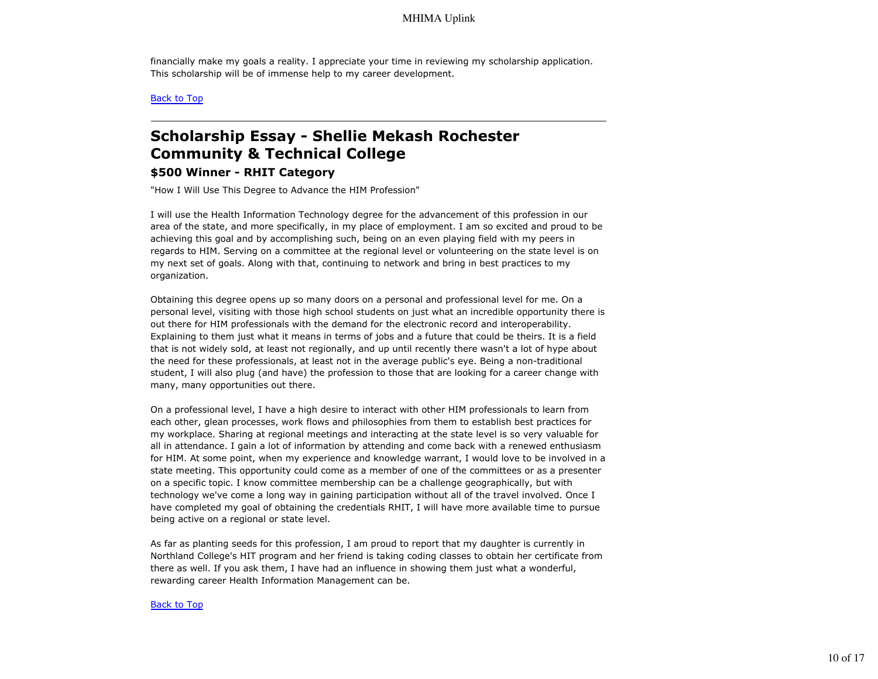financially make my goals a reality. I appreciate your time in reviewing my scholarship application. This scholarship will be of immense help to my career development.

Back to Top

---

## Scholarship Essay - Shellie Mekash Rochester Community & Technical College

### $500 Winner - RHIT Category

"How I Will Use This Degree to Advance the HIM Profession"

I will use the Health Information Technology degree for the advancement of this profession in our area of the state, and more specifically, in my place of employment. I am so excited and proud to be achieving this goal and by accomplishing such, being on an even playing field with my peers in regards to HIM. Serving on a committee at the regional level or volunteering on the state level is on my next set of goals. Along with that, continuing to network and bring in best practices to my organization.

Obtaining this degree opens up so many doors on a personal and professional level for me. On a personal level, visiting with those high school students on just what an incredible opportunity there is out there for HIM professionals with the demand for the electronic record and interoperability. Explaining to them just what it means in terms of jobs and a future that could be theirs. It is a field that is not widely sold, at least not regionally, and up until recently there wasn't a lot of hype about the need for these professionals, at least not in the average public's eye. Being a non-traditional student, I will also plug (and have) the profession to those that are looking for a career change with many, many opportunities out there.

On a professional level, I have a high desire to interact with other HIM professionals to learn from each other, glean processes, work flows and philosophies from them to establish best practices for my workplace. Sharing at regional meetings and interacting at the state level is so very valuable for all in attendance. I gain a lot of information by attending and come back with a renewed enthusiasm for HIM. At some point, when my experience and knowledge warrant, I would love to be involved in a state meeting. This opportunity could come as a member of one of the committees or as a presenter on a specific topic. I know committee membership can be a challenge geographically, but with technology we've come a long way in gaining participation without all of the travel involved. Once I have completed my goal of obtaining the credentials RHIT, I will have more available time to pursue being active on a regional or state level.

As far as planting seeds for this profession, I am proud to report that my daughter is currently in Northland College's HIT program and her friend is taking coding classes to obtain her certificate from there as well. If you ask them, I have had an influence in showing them just what a wonderful, rewarding career Health Information Management can be.

Back to Top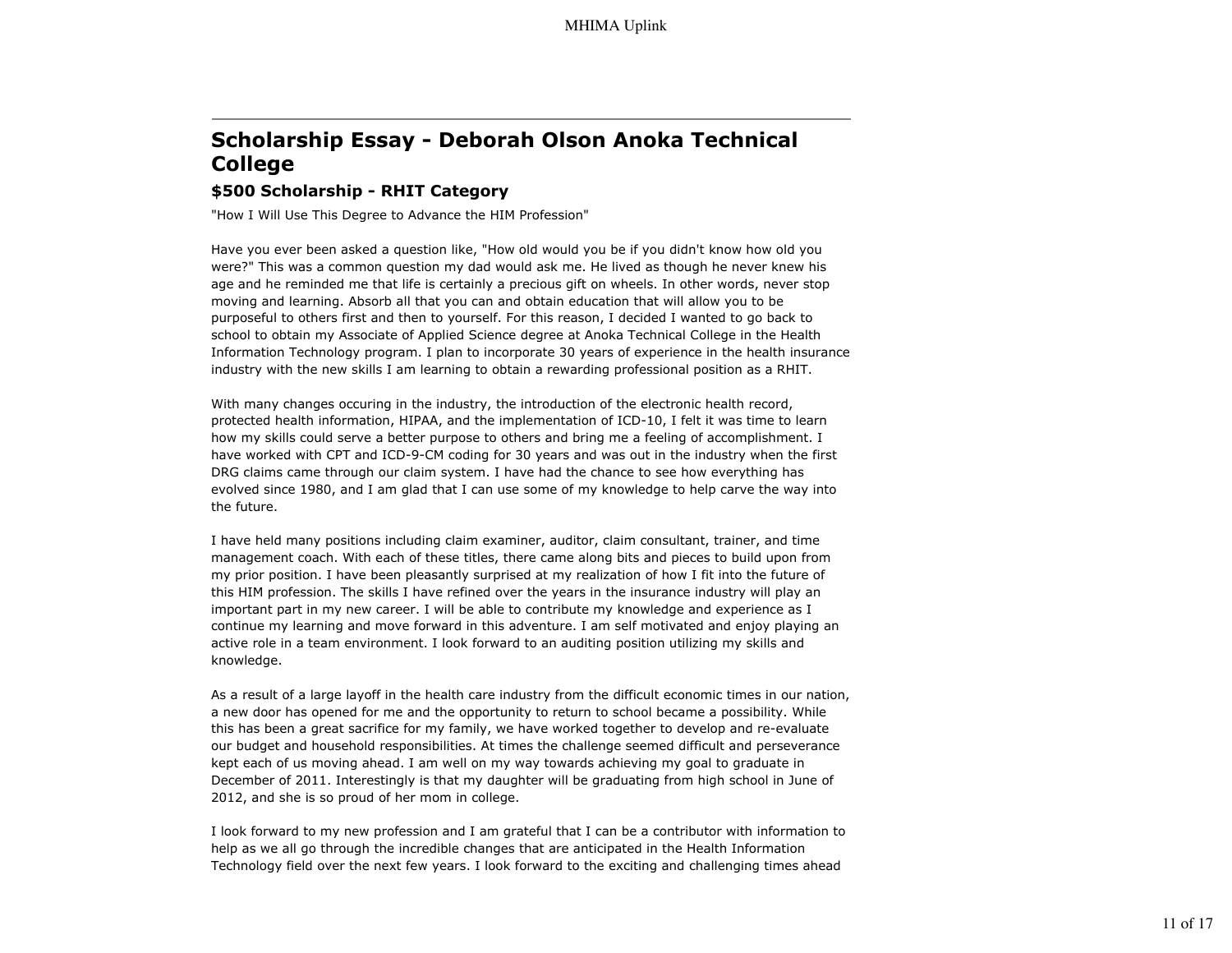## Scholarship Essay - Deborah Olson Anoka Technical College

### $500 Scholarship - RHIT Category

"How I Will Use This Degree to Advance the HIM Profession"

Have you ever been asked a question like, "How old would you be if you didn't know how old you were?" This was a common question my dad would ask me. He lived as though he never knew his age and he reminded me that life is certainly a precious gift on wheels. In other words, never stop moving and learning. Absorb all that you can and obtain education that will allow you to be purposeful to others first and then to yourself. For this reason, I decided I wanted to go back to school to obtain my Associate of Applied Science degree at Anoka Technical College in the Health Information Technology program. I plan to incorporate 30 years of experience in the health insurance industry with the new skills I am learning to obtain a rewarding professional position as a RHIT.

With many changes occuring in the industry, the introduction of the electronic health record, protected health information, HIPAA, and the implementation of ICD-10, I felt it was time to learn how my skills could serve a better purpose to others and bring me a feeling of accomplishment. I have worked with CPT and ICD-9-CM coding for 30 years and was out in the industry when the first DRG claims came through our claim system. I have had the chance to see how everything has evolved since 1980, and I am glad that I can use some of my knowledge to help carve the way into the future.

I have held many positions including claim examiner, auditor, claim consultant, trainer, and time management coach. With each of these titles, there came along bits and pieces to build upon from my prior position. I have been pleasantly surprised at my realization of how I fit into the future of this HIM profession. The skills I have refined over the years in the insurance industry will play an important part in my new career. I will be able to contribute my knowledge and experience as I continue my learning and move forward in this adventure. I am self motivated and enjoy playing an active role in a team environment. I look forward to an auditing position utilizing my skills and knowledge.

As a result of a large layoff in the health care industry from the difficult economic times in our nation, a new door has opened for me and the opportunity to return to school became a possibility. While this has been a great sacrifice for my family, we have worked together to develop and re-evaluate our budget and household responsibilities. At times the challenge seemed difficult and perseverance kept each of us moving ahead. I am well on my way towards achieving my goal to graduate in December of 2011. Interestingly is that my daughter will be graduating from high school in June of 2012, and she is so proud of her mom in college.

I look forward to my new profession and I am grateful that I can be a contributor with information to help as we all go through the incredible changes that are anticipated in the Health Information Technology field over the next few years. I look forward to the exciting and challenging times ahead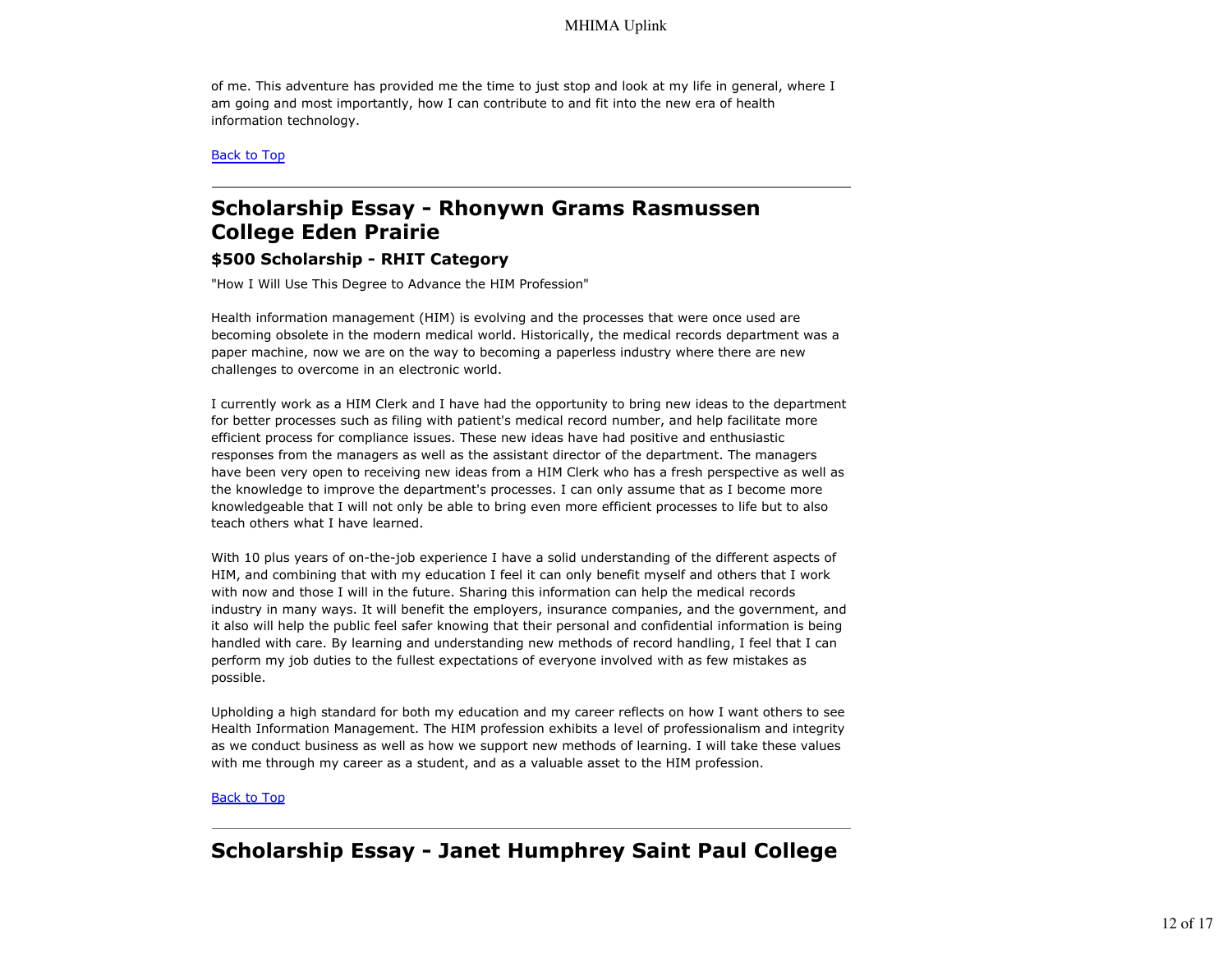of me. This adventure has provided me the time to just stop and look at my life in general, where I am going and most importantly, how I can contribute to and fit into the new era of health information technology.

[Back to Top]

---

## Scholarship Essay - Rhonywn Grams Rasmussen College Eden Prairie

### $500 Scholarship - RHIT Category

"How I Will Use This Degree to Advance the HIM Profession"

Health information management (HIM) is evolving and the processes that were once used are becoming obsolete in the modern medical world. Historically, the medical records department was a paper machine, now we are on the way to becoming a paperless industry where there are new challenges to overcome in an electronic world.

I currently work as a HIM Clerk and I have had the opportunity to bring new ideas to the department for better processes such as filing with patient's medical record number, and help facilitate more efficient process for compliance issues. These new ideas have had positive and enthusiastic responses from the managers as well as the assistant director of the department. The managers have been very open to receiving new ideas from a HIM Clerk who has a fresh perspective as well as the knowledge to improve the department's processes. I can only assume that as I become more knowledgeable that I will not only be able to bring even more efficient processes to life but to also teach others what I have learned.

With 10 plus years of on-the-job experience I have a solid understanding of the different aspects of HIM, and combining that with my education I feel it can only benefit myself and others that I work with now and those I will in the future. Sharing this information can help the medical records industry in many ways. It will benefit the employers, insurance companies, and the government, and it also will help the public feel safer knowing that their personal and confidential information is being handled with care. By learning and understanding new methods of record handling, I feel that I can perform my job duties to the fullest expectations of everyone involved with as few mistakes as possible.

Upholding a high standard for both my education and my career reflects on how I want others to see Health Information Management. The HIM profession exhibits a level of professionalism and integrity as we conduct business as well as how we support new methods of learning. I will take these values with me through my career as a student, and as a valuable asset to the HIM profession.

[Back to Top]

---

## Scholarship Essay - Janet Humphrey Saint Paul College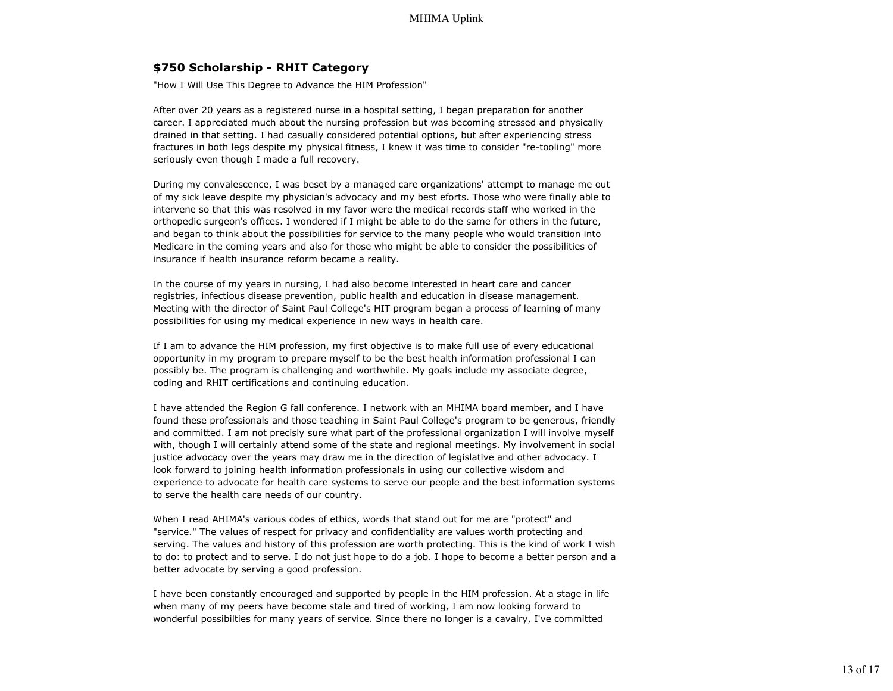## $750 Scholarship - RHIT Category

"How I Will Use This Degree to Advance the HIM Profession"

After over 20 years as a registered nurse in a hospital setting, I began preparation for another career. I appreciated much about the nursing profession but was becoming stressed and physically drained in that setting. I had casually considered potential options, but after experiencing stress fractures in both legs despite my physical fitness, I knew it was time to consider "re-tooling" more seriously even though I made a full recovery.

During my convalescence, I was beset by a managed care organizations' attempt to manage me out of my sick leave despite my physician's advocacy and my best eforts. Those who were finally able to intervene so that this was resolved in my favor were the medical records staff who worked in the orthopedic surgeon's offices. I wondered if I might be able to do the same for others in the future, and began to think about the possibilities for service to the many people who would transition into Medicare in the coming years and also for those who might be able to consider the possibilities of insurance if health insurance reform became a reality.

In the course of my years in nursing, I had also become interested in heart care and cancer registries, infectious disease prevention, public health and education in disease management. Meeting with the director of Saint Paul College's HIT program began a process of learning of many possibilities for using my medical experience in new ways in health care.

If I am to advance the HIM profession, my first objective is to make full use of every educational opportunity in my program to prepare myself to be the best health information professional I can possibly be. The program is challenging and worthwhile. My goals include my associate degree, coding and RHIT certifications and continuing education.

I have attended the Region G fall conference. I network with an MHIMA board member, and I have found these professionals and those teaching in Saint Paul College's program to be generous, friendly and committed. I am not precisely sure what part of the professional organization I will involve myself with, though I will certainly attend some of the state and regional meetings. My involvement in social justice advocacy over the years may draw me in the direction of legislative and other advocacy. I look forward to joining health information professionals in using our collective wisdom and experience to advocate for health care systems to serve our people and the best information systems to serve the health care needs of our country.

When I read AHIMA's various codes of ethics, words that stand out for me are "protect" and "service." The values of respect for privacy and confidentiality are values worth protecting and serving. The values and history of this profession are worth protecting. This is the kind of work I wish to do: to protect and to serve. I do not just hope to do a job. I hope to become a better person and a better advocate by serving a good profession.

I have been constantly encouraged and supported by people in the HIM profession. At a stage in life when many of my peers have become stale and tired of working, I am now looking forward to wonderful possibilties for many years of service. Since there no longer is a cavalry, I've committed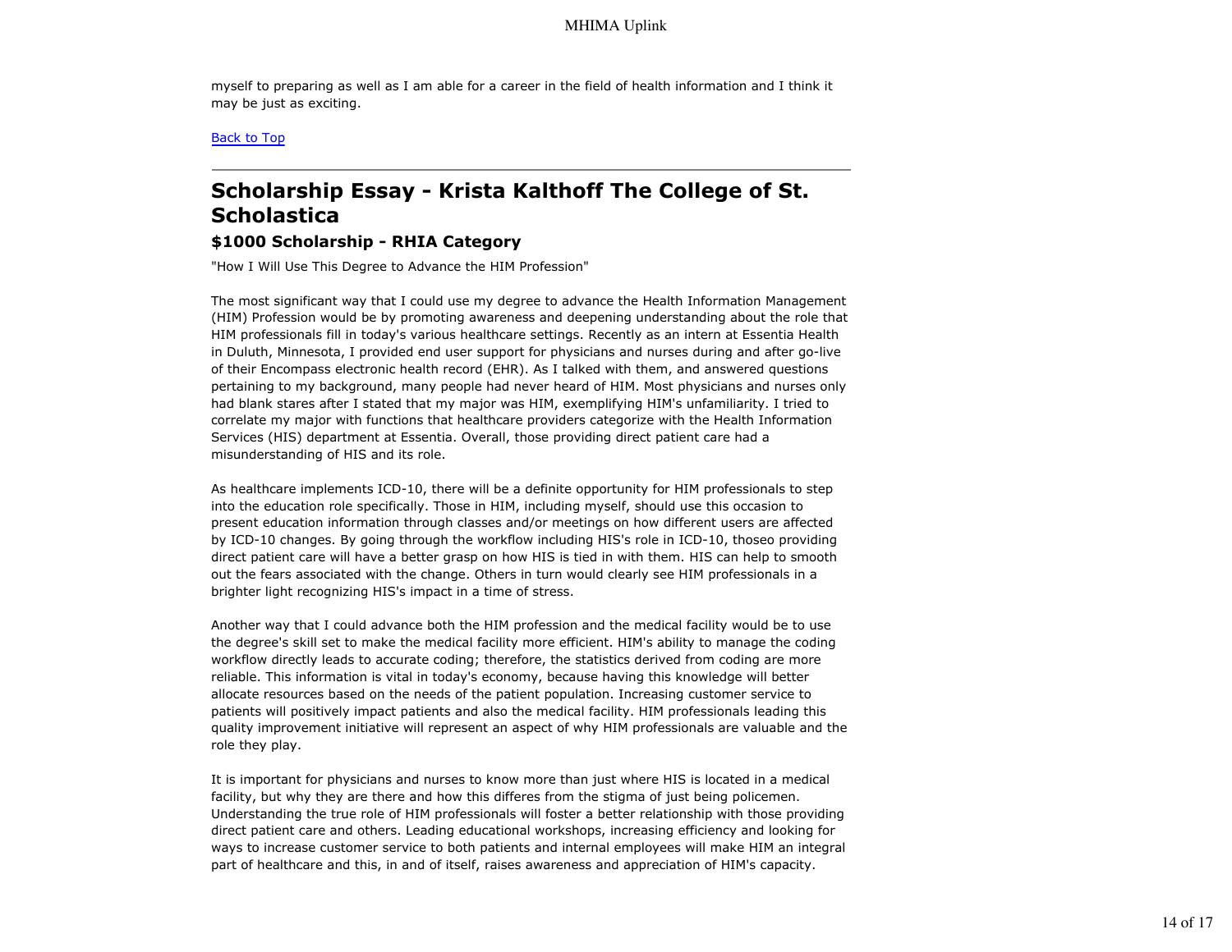myself to preparing as well as I am able for a career in the field of health information and I think it may be just as exciting.

Back to Top

---

## Scholarship Essay - Krista Kalthoff The College of St. Scholastica

### $1000 Scholarship - RHIA Category

"How I Will Use This Degree to Advance the HIM Profession"

The most significant way that I could use my degree to advance the Health Information Management (HIM) Profession would be by promoting awareness and deepening understanding about the role that HIM professionals fill in today's various healthcare settings. Recently as an intern at Essentia Health in Duluth, Minnesota, I provided end user support for physicians and nurses during and after go-live of their Encompass electronic health record (EHR). As I talked with them, and answered questions pertaining to my background, many people had never heard of HIM. Most physicians and nurses only had blank stares after I stated that my major was HIM, exemplifying HIM's unfamiliarity. I tried to correlate my major with functions that healthcare providers categorize with the Health Information Services (HIS) department at Essentia. Overall, those providing direct patient care had a misunderstanding of HIS and its role.

As healthcare implements ICD-10, there will be a definite opportunity for HIM professionals to step into the education role specifically. Those in HIM, including myself, should use this occasion to present education information through classes and/or meetings on how different users are affected by ICD-10 changes. By going through the workflow including HIS's role in ICD-10, thoseo providing direct patient care will have a better grasp on how HIS is tied in with them. HIS can help to smooth out the fears associated with the change. Others in turn would clearly see HIM professionals in a brighter light recognizing HIS's impact in a time of stress.

Another way that I could advance both the HIM profession and the medical facility would be to use the degree's skill set to make the medical facility more efficient. HIM's ability to manage the coding workflow directly leads to accurate coding; therefore, the statistics derived from coding are more reliable. This information is vital in today's economy, because having this knowledge will better allocate resources based on the needs of the patient population. Increasing customer service to patients will positively impact patients and also the medical facility. HIM professionals leading this quality improvement initiative will represent an aspect of why HIM professionals are valuable and the role they play.

It is important for physicians and nurses to know more than just where HIS is located in a medical facility, but why they are there and how this differes from the stigma of just being policemen. Understanding the true role of HIM professionals will foster a better relationship with those providing direct patient care and others. Leading educational workshops, increasing efficiency and looking for ways to increase customer service to both patients and internal employees will make HIM an integral part of healthcare and this, in and of itself, raises awareness and appreciation of HIM's capacity.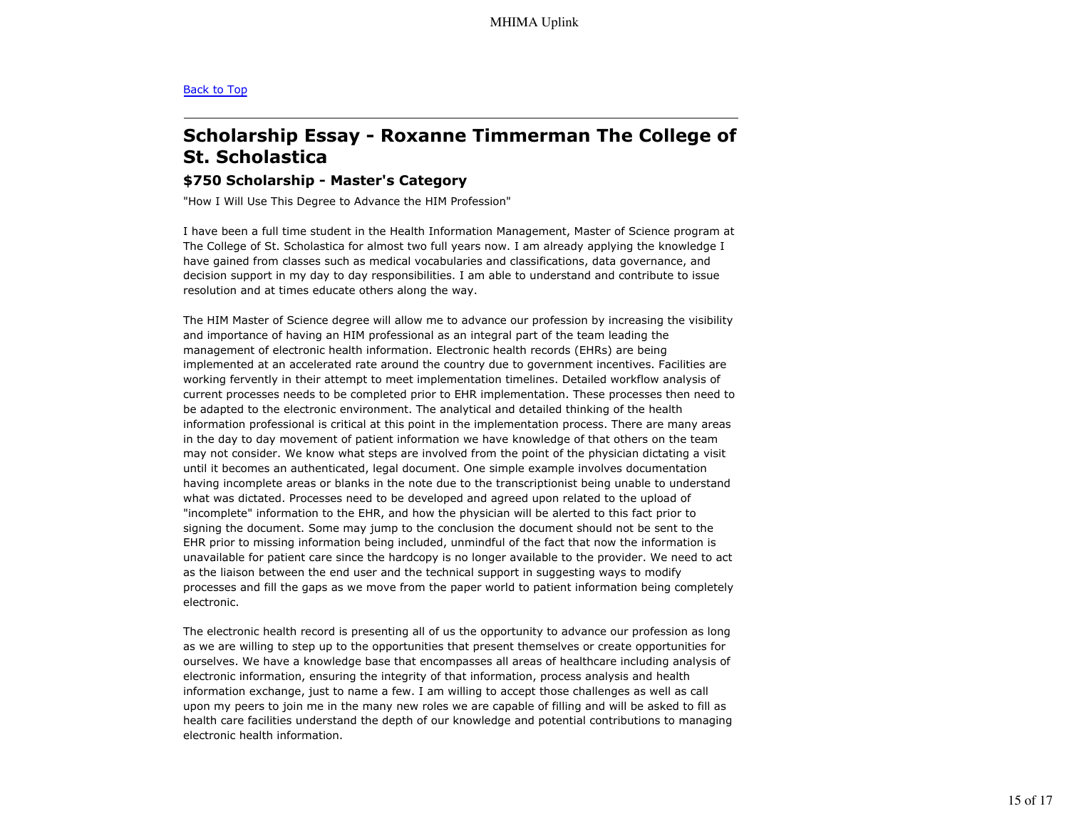[Back to Top](#)

## Scholarship Essay - Roxanne Timmerman The College of St. Scholastica

### $750 Scholarship - Master's Category

"How I Will Use This Degree to Advance the HIM Profession"

I have been a full time student in the Health Information Management, Master of Science program at The College of St. Scholastica for almost two full years now. I am already applying the knowledge I have gained from classes such as medical vocabularies and classifications, data governance, and decision support in my day to day responsibilities. I am able to understand and contribute to issue resolution and at times educate others along the way.

The HIM Master of Science degree will allow me to advance our profession by increasing the visibility and importance of having an HIM professional as an integral part of the team leading the management of electronic health information. Electronic health records (EHRs) are being implemented at an accelerated rate around the country due to government incentives. Facilities are working fervently in their attempt to meet implementation timelines. Detailed workflow analysis of current processes needs to be completed prior to EHR implementation. These processes then need to be adapted to the electronic environment. The analytical and detailed thinking of the health information professional is critical at this point in the implementation process. There are many areas in the day to day movement of patient information we have knowledge of that others on the team may not consider. We know what steps are involved from the point of the physician dictating a visit until it becomes an authenticated, legal document. One simple example involves documentation having incomplete areas or blanks in the note due to the transcriptionist being unable to understand what was dictated. Processes need to be developed and agreed upon related to the upload of "incomplete" information to the EHR, and how the physician will be alerted to this fact prior to signing the document. Some may jump to the conclusion the document should not be sent to the EHR prior to missing information being included, unmindful of the fact that now the information is unavailable for patient care since the hardcopy is no longer available to the provider. We need to act as the liaison between the end user and the technical support in suggesting ways to modify processes and fill the gaps as we move from the paper world to patient information being completely electronic.

The electronic health record is presenting all of us the opportunity to advance our profession as long as we are willing to step up to the opportunities that present themselves or create opportunities for ourselves. We have a knowledge base that encompasses all areas of healthcare including analysis of electronic information, ensuring the integrity of that information, process analysis and health information exchange, just to name a few. I am willing to accept those challenges as well as call upon my peers to join me in the many new roles we are capable of filling and will be asked to fill as health care facilities understand the depth of our knowledge and potential contributions to managing electronic health information.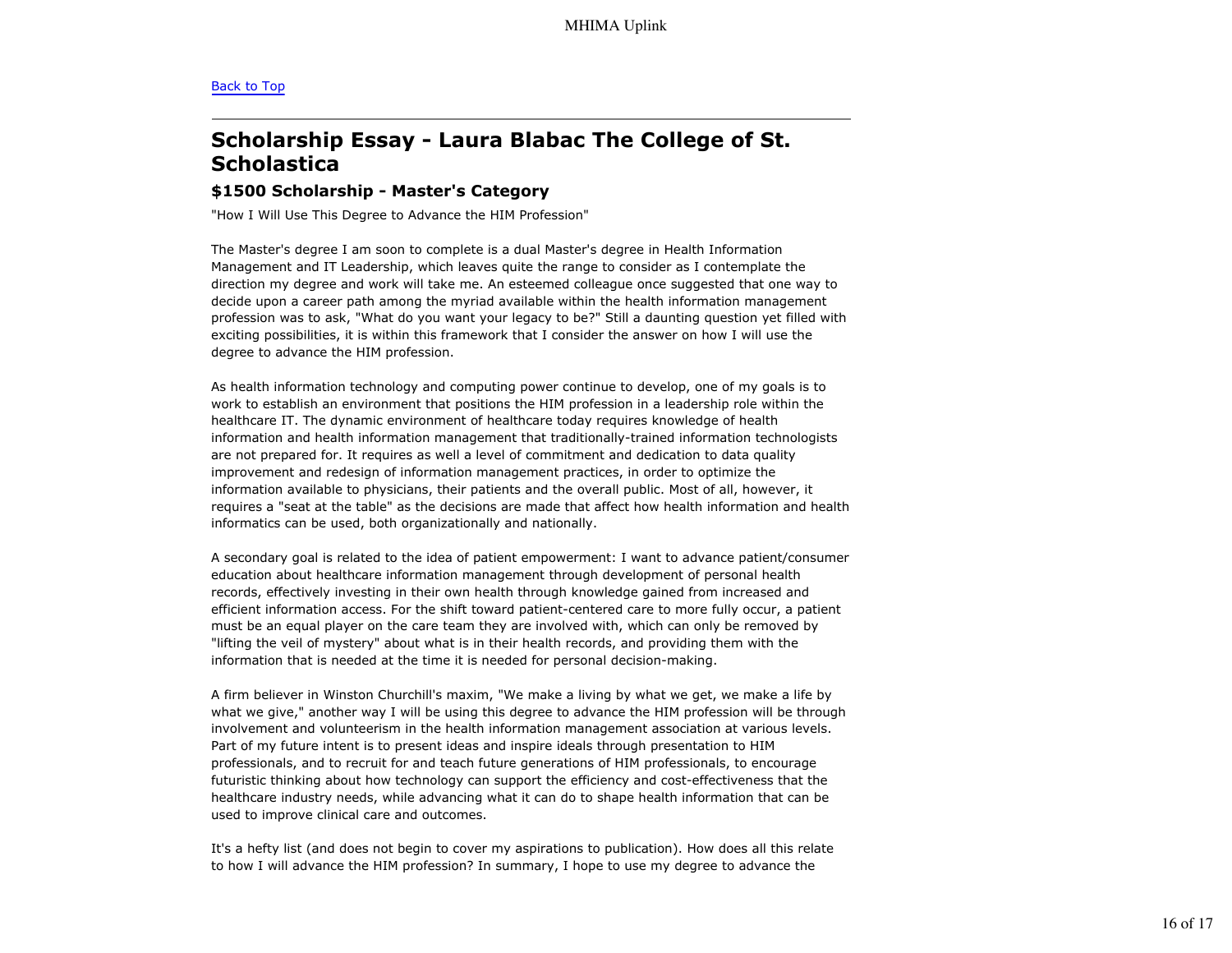[Back to Top](#)

## Scholarship Essay - Laura Blabac The College of St. Scholastica

### $1500 Scholarship - Master's Category

"How I Will Use This Degree to Advance the HIM Profession"

The Master's degree I am soon to complete is a dual Master's degree in Health Information Management and IT Leadership, which leaves quite the range to consider as I contemplate the direction my degree and work will take me. An esteemed colleague once suggested that one way to decide upon a career path among the myriad available within the health information management profession was to ask, "What do you want your legacy to be?" Still a daunting question yet filled with exciting possibilities, it is within this framework that I consider the answer on how I will use the degree to advance the HIM profession.

As health information technology and computing power continue to develop, one of my goals is to work to establish an environment that positions the HIM profession in a leadership role within the healthcare IT. The dynamic environment of healthcare today requires knowledge of health information and health information management that traditionally-trained information technologists are not prepared for. It requires as well a level of commitment and dedication to data quality improvement and redesign of information management practices, in order to optimize the information available to physicians, their patients and the overall public. Most of all, however, it requires a "seat at the table" as the decisions are made that affect how health information and health informatics can be used, both organizationally and nationally.

A secondary goal is related to the idea of patient empowerment: I want to advance patient/consumer education about healthcare information management through development of personal health records, effectively investing in their own health through knowledge gained from increased and efficient information access. For the shift toward patient-centered care to more fully occur, a patient must be an equal player on the care team they are involved with, which can only be removed by "lifting the veil of mystery" about what is in their health records, and providing them with the information that is needed at the time it is needed for personal decision-making.

A firm believer in Winston Churchill's maxim, "We make a living by what we get, we make a life by what we give," another way I will be using this degree to advance the HIM profession will be through involvement and volunteerism in the health information management association at various levels. Part of my future intent is to present ideas and inspire ideals through presentation to HIM professionals, and to recruit for and teach future generations of HIM professionals, to encourage futuristic thinking about how technology can support the efficiency and cost-effectiveness that the healthcare industry needs, while advancing what it can do to shape health information that can be used to improve clinical care and outcomes.

It's a hefty list (and does not begin to cover my aspirations to publication). How does all this relate to how I will advance the HIM profession? In summary, I hope to use my degree to advance the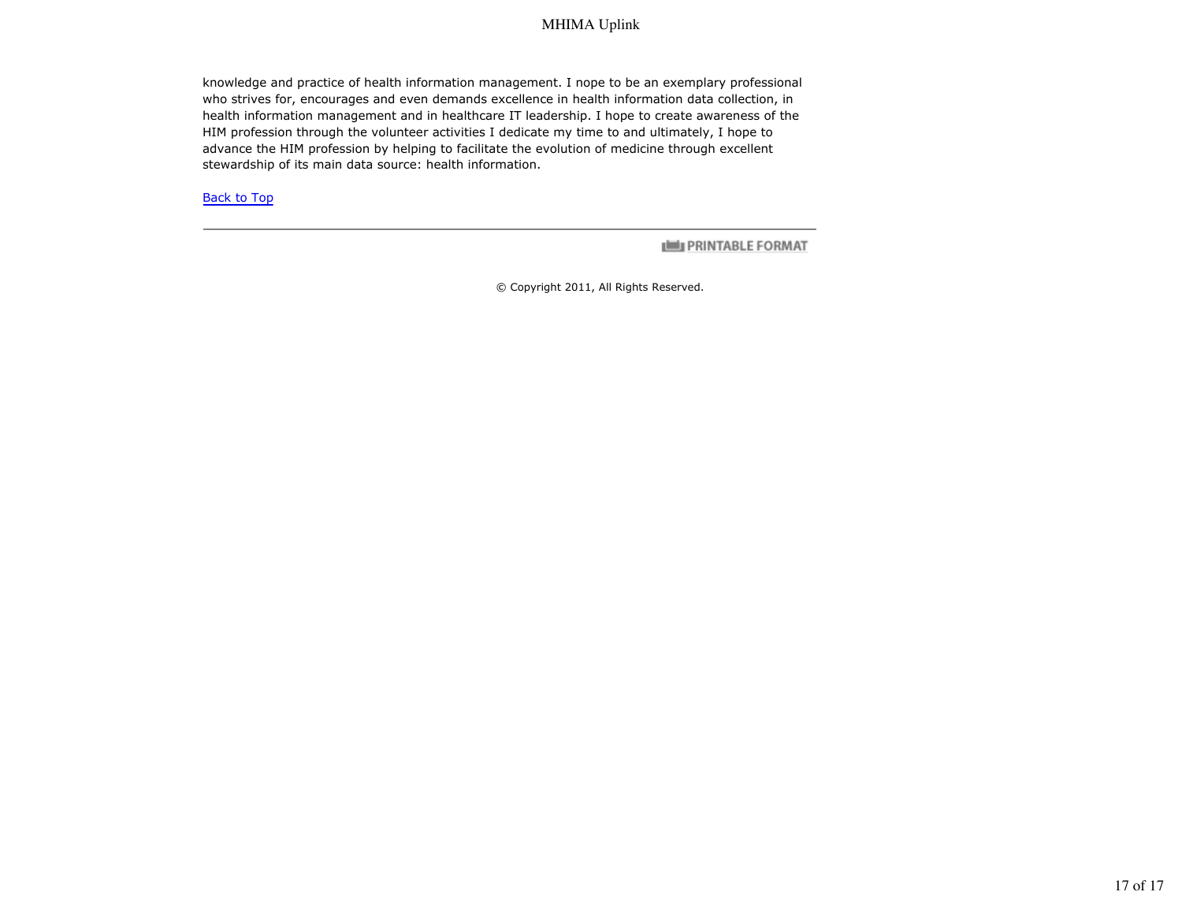knowledge and practice of health information management. I nope to be an exemplary professional who strives for, encourages and even demands excellence in health information data collection, in health information management and in healthcare IT leadership. I hope to create awareness of the HIM profession through the volunteer activities I dedicate my time to and ultimately, I hope to advance the HIM profession by helping to facilitate the evolution of medicine through excellent stewardship of its main data source: health information.

Back to Top

---

PRINTABLE FORMAT

© Copyright 2011, All Rights Reserved.